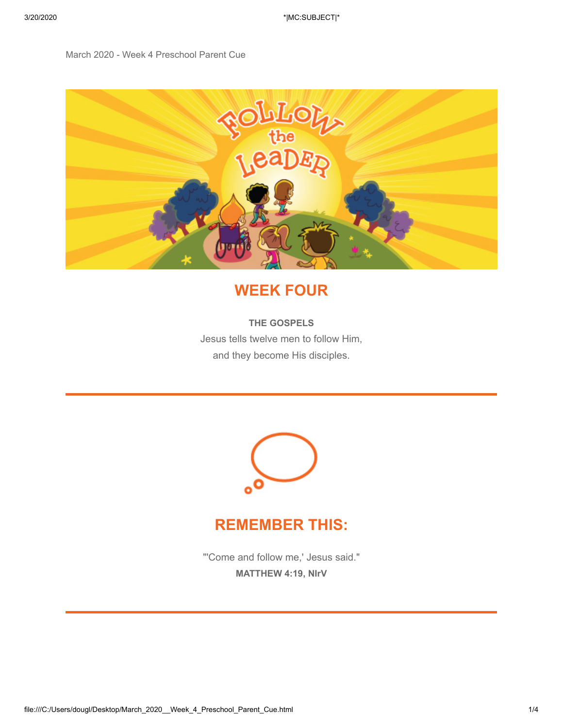March 2020 - Week 4 Preschool Parent Cue

## WEEK FOUR

**THE GOSPELS**

Jesus tells twelve men to follow Him,
and they become His disciples.

---

## REMEMBER THIS:

"'Come and follow me,' Jesus said."
**MATTHEW 4:19, NIrV**

---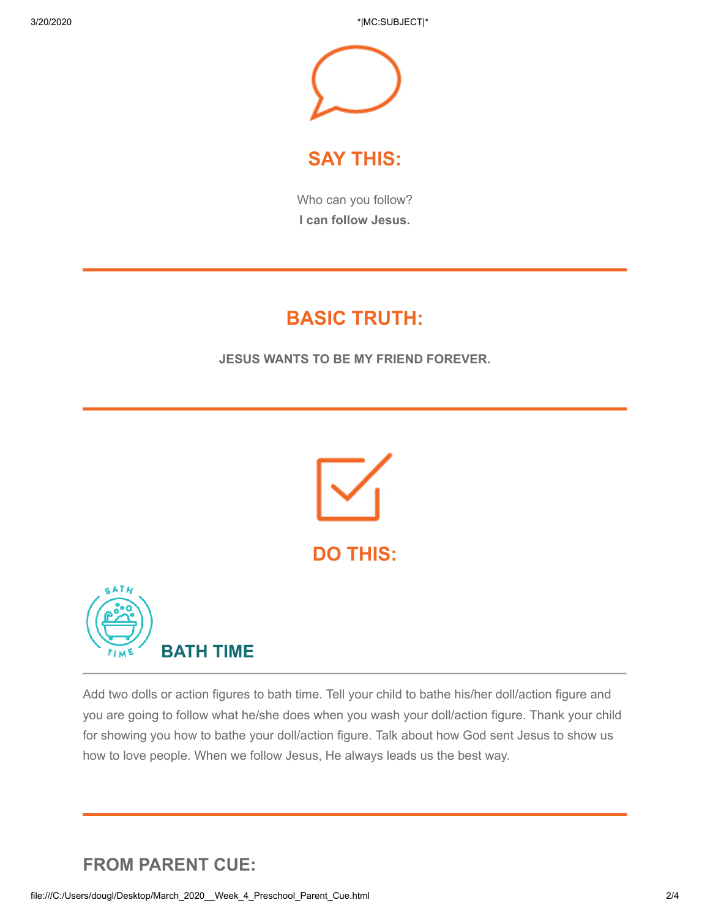## SAY THIS:

Who can you follow?
**I can follow Jesus.**

---

## BASIC TRUTH:

**JESUS WANTS TO BE MY FRIEND FOREVER.**

---

## DO THIS:

### BATH TIME

Add two dolls or action figures to bath time. Tell your child to bathe his/her doll/action figure and you are going to follow what he/she does when you wash your doll/action figure. Thank your child for showing you how to bathe your doll/action figure. Talk about how God sent Jesus to show us how to love people. When we follow Jesus, He always leads us the best way.

---

## FROM PARENT CUE: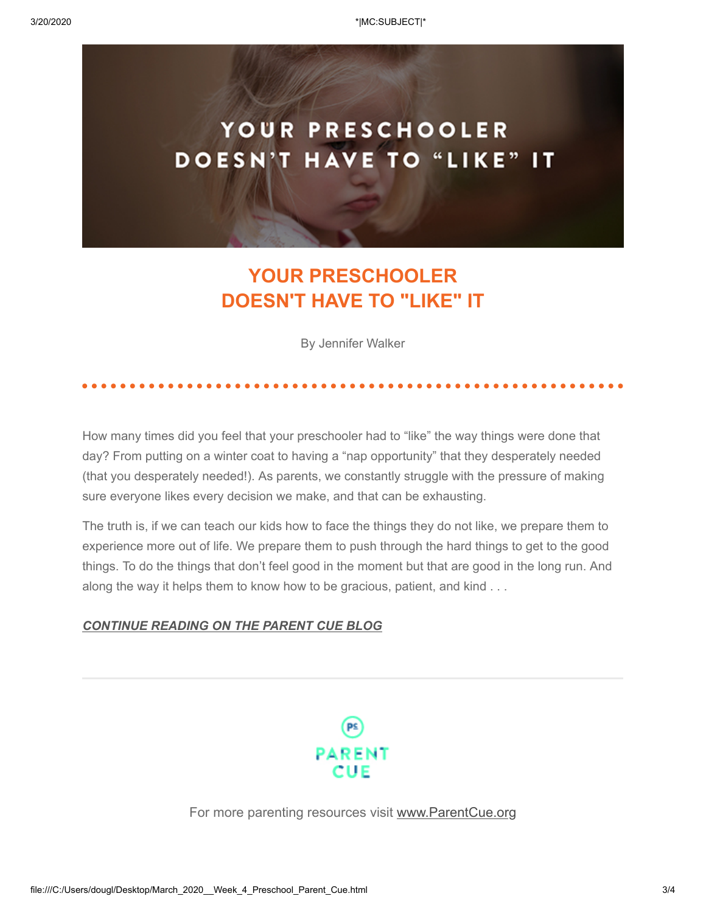# YOUR PRESCHOOLER DOESN'T HAVE TO "LIKE" IT

By Jennifer Walker

How many times did you feel that your preschooler had to “like” the way things were done that day? From putting on a winter coat to having a “nap opportunity” that they desperately needed (that you desperately needed!). As parents, we constantly struggle with the pressure of making sure everyone likes every decision we make, and that can be exhausting.

The truth is, if we can teach our kids how to face the things they do not like, we prepare them to experience more out of life. We prepare them to push through the hard things to get to the good things. To do the things that don’t feel good in the moment but that are good in the long run. And along the way it helps them to know how to be gracious, patient, and kind . . .

***CONTINUE READING ON THE PARENT CUE BLOG***

PARENT CUE

For more parenting resources visit www.ParentCue.org